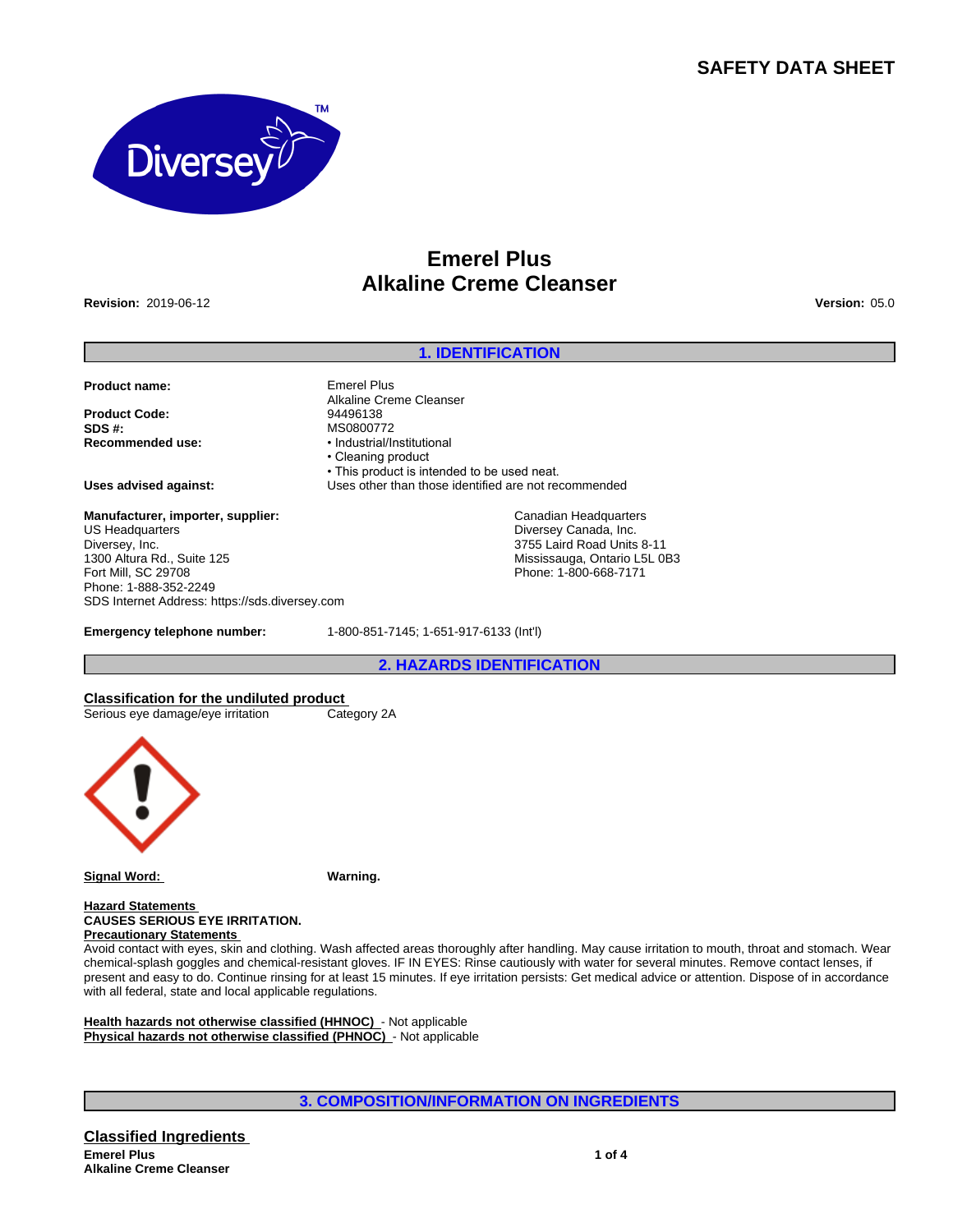# SAFETY DATA SHEET

## Emerel Plus
## Alkaline Creme Cleanser

**Revision:** 2019-06-12

**Version:** 05.0

## 1. IDENTIFICATION

**Product name:** Emerel Plus Alkaline Creme Cleanser

**Product Code:** 94496138

**SDS #:** MS0800772

**Recommended use:**
- Industrial/Institutional
- Cleaning product
- This product is intended to be used neat.

**Uses advised against:** Uses other than those identified are not recommended

**Manufacturer, importer, supplier:**

US Headquarters
Diversey, Inc.
1300 Altura Rd., Suite 125
Fort Mill, SC 29708
Phone: 1-888-352-2249
SDS Internet Address: https://sds.diversey.com

Canadian Headquarters
Diversey Canada, Inc.
3755 Laird Road Units 8-11
Mississauga, Ontario L5L 0B3
Phone: 1-800-668-7171

**Emergency telephone number:** 1-800-851-7145; 1-651-917-6133 (Int'l)

## 2. HAZARDS IDENTIFICATION

**Classification for the undiluted product**

Serious eye damage/eye irritation — Category 2A

**Signal Word:** **Warning.**

**Hazard Statements**

**CAUSES SERIOUS EYE IRRITATION.**

**Precautionary Statements**

Avoid contact with eyes, skin and clothing. Wash affected areas thoroughly after handling. May cause irritation to mouth, throat and stomach. Wear chemical-splash goggles and chemical-resistant gloves. IF IN EYES: Rinse cautiously with water for several minutes. Remove contact lenses, if present and easy to do. Continue rinsing for at least 15 minutes. If eye irritation persists: Get medical advice or attention. Dispose of in accordance with all federal, state and local applicable regulations.

**Health hazards not otherwise classified (HHNOC)** - Not applicable

**Physical hazards not otherwise classified (PHNOC)** - Not applicable

## 3. COMPOSITION/INFORMATION ON INGREDIENTS

**Classified Ingredients**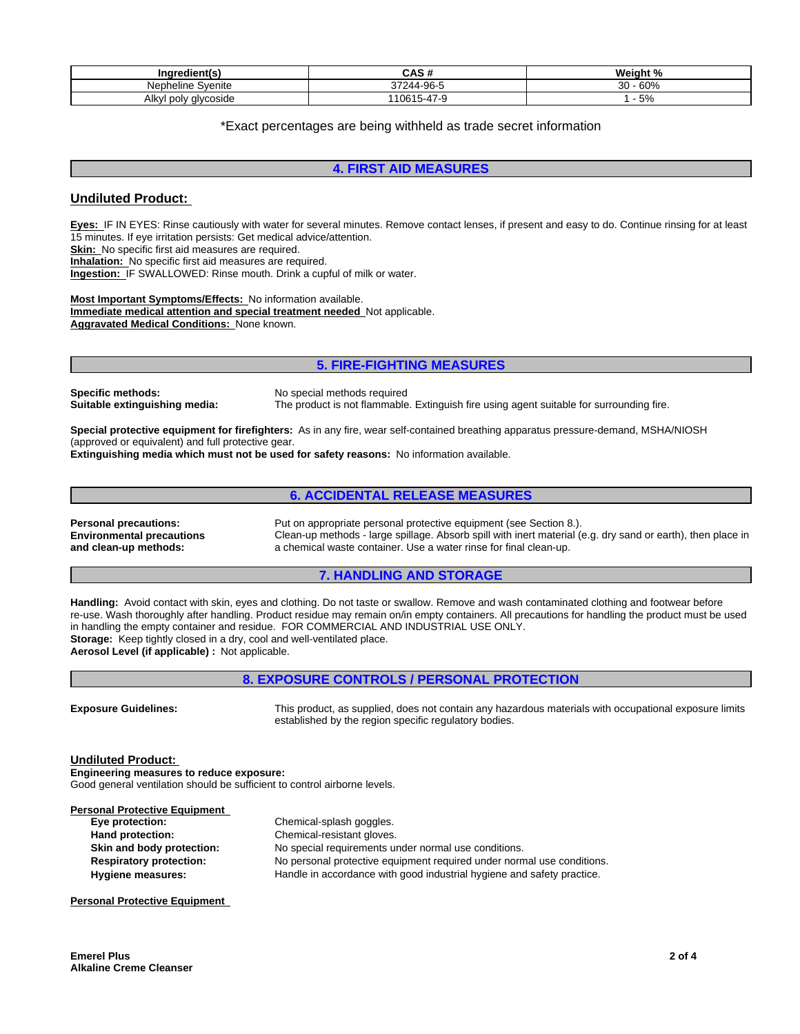| Ingredient(s) | CAS # | Weight % |
|---|---|---|
| Nepheline Syenite | 37244-96-5 | 30 - 60% |
| Alkyl poly glycoside | 110615-47-9 | 1 - 5% |

*Exact percentages are being withheld as trade secret information

## 4. FIRST AID MEASURES

### Undiluted Product:

**Eyes:** IF IN EYES: Rinse cautiously with water for several minutes. Remove contact lenses, if present and easy to do. Continue rinsing for at least 15 minutes. If eye irritation persists: Get medical advice/attention.
**Skin:** No specific first aid measures are required.
**Inhalation:** No specific first aid measures are required.
**Ingestion:** IF SWALLOWED: Rinse mouth. Drink a cupful of milk or water.

**Most Important Symptoms/Effects:** No information available.
**Immediate medical attention and special treatment needed** Not applicable.
**Aggravated Medical Conditions:** None known.

## 5. FIRE-FIGHTING MEASURES

**Specific methods:** No special methods required
**Suitable extinguishing media:** The product is not flammable. Extinguish fire using agent suitable for surrounding fire.

**Special protective equipment for firefighters:** As in any fire, wear self-contained breathing apparatus pressure-demand, MSHA/NIOSH (approved or equivalent) and full protective gear.
**Extinguishing media which must not be used for safety reasons:** No information available.

## 6. ACCIDENTAL RELEASE MEASURES

**Personal precautions:** Put on appropriate personal protective equipment (see Section 8.).
**Environmental precautions and clean-up methods:** Clean-up methods - large spillage. Absorb spill with inert material (e.g. dry sand or earth), then place in a chemical waste container. Use a water rinse for final clean-up.

## 7. HANDLING AND STORAGE

**Handling:** Avoid contact with skin, eyes and clothing. Do not taste or swallow. Remove and wash contaminated clothing and footwear before re-use. Wash thoroughly after handling. Product residue may remain on/in empty containers. All precautions for handling the product must be used in handling the empty container and residue. FOR COMMERCIAL AND INDUSTRIAL USE ONLY.
**Storage:** Keep tightly closed in a dry, cool and well-ventilated place.
**Aerosol Level (if applicable) :** Not applicable.

## 8. EXPOSURE CONTROLS / PERSONAL PROTECTION

**Exposure Guidelines:** This product, as supplied, does not contain any hazardous materials with occupational exposure limits established by the region specific regulatory bodies.

### Undiluted Product:

**Engineering measures to reduce exposure:**
Good general ventilation should be sufficient to control airborne levels.

**Personal Protective Equipment**

- **Eye protection:** Chemical-splash goggles.
- **Hand protection:** Chemical-resistant gloves.
- **Skin and body protection:** No special requirements under normal use conditions.
- **Respiratory protection:** No personal protective equipment required under normal use conditions.
- **Hygiene measures:** Handle in accordance with good industrial hygiene and safety practice.

**Personal Protective Equipment**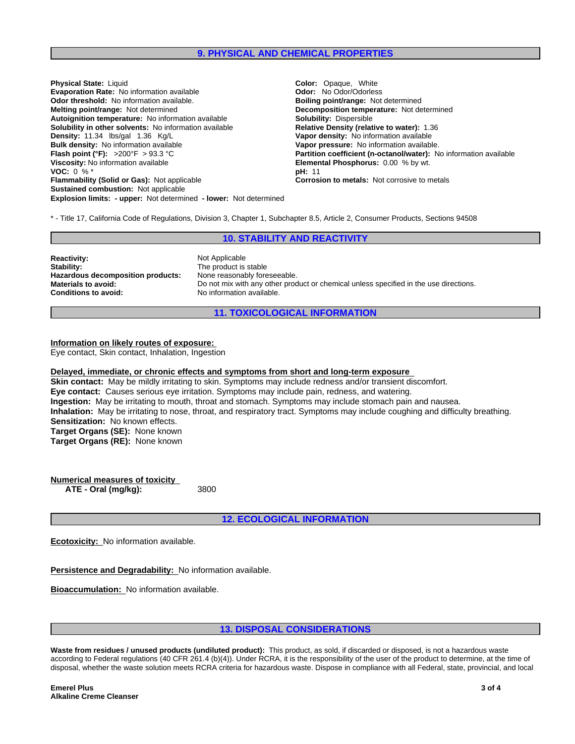## 9. PHYSICAL AND CHEMICAL PROPERTIES

**Physical State:** Liquid
**Evaporation Rate:** No information available
**Odor threshold:** No information available.
**Melting point/range:** Not determined
**Autoignition temperature:** No information available
**Solubility in other solvents:** No information available
**Density:** 11.34 lbs/gal 1.36 Kg/L
**Bulk density:** No information available
**Flash point (°F):** >200°F > 93.3 °C
**Viscosity:** No information available
**VOC:** 0 % *
**Flammability (Solid or Gas):** Not applicable
**Sustained combustion:** Not applicable
**Explosion limits: - upper:** Not determined **- lower:** Not determined

**Color:** Opaque, White
**Odor:** No Odor/Odorless
**Boiling point/range:** Not determined
**Decomposition temperature:** Not determined
**Solubility:** Dispersible
**Relative Density (relative to water):** 1.36
**Vapor density:** No information available
**Vapor pressure:** No information available.
**Partition coefficient (n-octanol/water):** No information available
**Elemental Phosphorus:** 0.00 % by wt.
**pH:** 11
**Corrosion to metals:** Not corrosive to metals

* - Title 17, California Code of Regulations, Division 3, Chapter 1, Subchapter 8.5, Article 2, Consumer Products, Sections 94508

## 10. STABILITY AND REACTIVITY

**Reactivity:** Not Applicable
**Stability:** The product is stable
**Hazardous decomposition products:** None reasonably foreseeable.
**Materials to avoid:** Do not mix with any other product or chemical unless specified in the use directions.
**Conditions to avoid:** No information available.

## 11. TOXICOLOGICAL INFORMATION

**Information on likely routes of exposure:**
Eye contact, Skin contact, Inhalation, Ingestion

**Delayed, immediate, or chronic effects and symptoms from short and long-term exposure**
**Skin contact:** May be mildly irritating to skin. Symptoms may include redness and/or transient discomfort.
**Eye contact:** Causes serious eye irritation. Symptoms may include pain, redness, and watering.
**Ingestion:** May be irritating to mouth, throat and stomach. Symptoms may include stomach pain and nausea.
**Inhalation:** May be irritating to nose, throat, and respiratory tract. Symptoms may include coughing and difficulty breathing.
**Sensitization:** No known effects.
**Target Organs (SE):** None known
**Target Organs (RE):** None known

**Numerical measures of toxicity**
**ATE - Oral (mg/kg):** 3800

## 12. ECOLOGICAL INFORMATION

**Ecotoxicity:** No information available.

**Persistence and Degradability:** No information available.

**Bioaccumulation:** No information available.

## 13. DISPOSAL CONSIDERATIONS

**Waste from residues / unused products (undiluted product):** This product, as sold, if discarded or disposed, is not a hazardous waste according to Federal regulations (40 CFR 261.4 (b)(4)). Under RCRA, it is the responsibility of the user of the product to determine, at the time of disposal, whether the waste solution meets RCRA criteria for hazardous waste. Dispose in compliance with all Federal, state, provincial, and local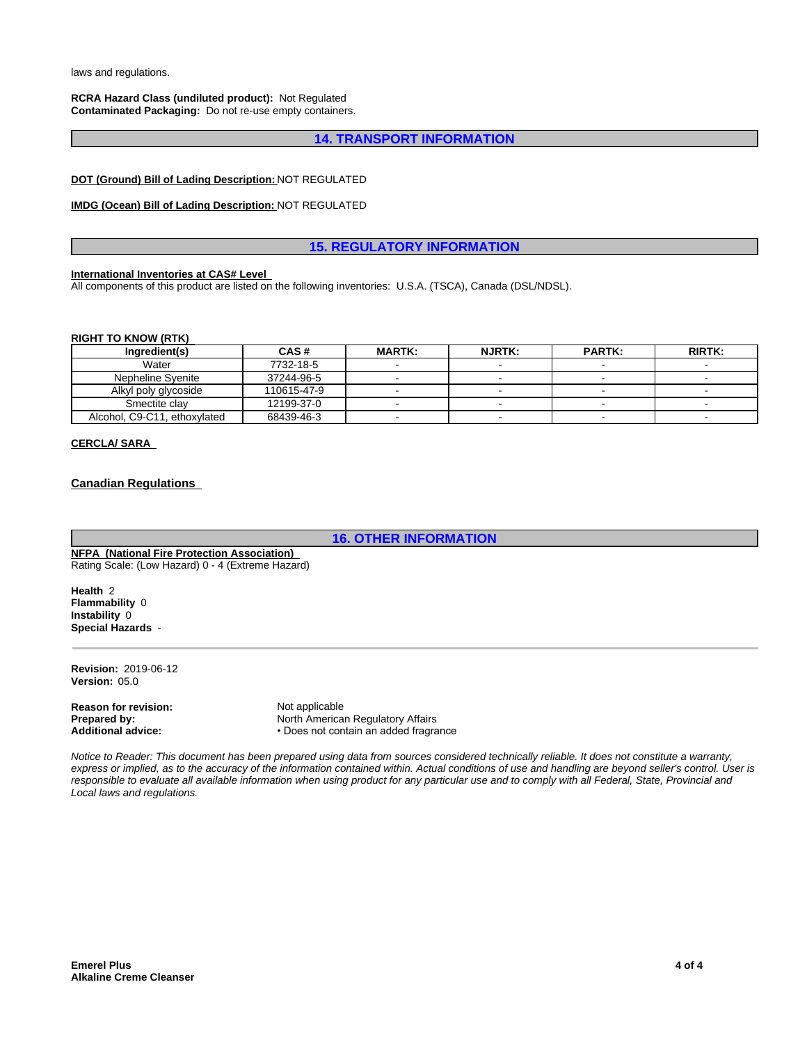laws and regulations.

**RCRA Hazard Class (undiluted product):** Not Regulated
**Contaminated Packaging:** Do not re-use empty containers.

## 14. TRANSPORT INFORMATION

**DOT (Ground) Bill of Lading Description:** NOT REGULATED

**IMDG (Ocean) Bill of Lading Description:** NOT REGULATED

## 15. REGULATORY INFORMATION

**International Inventories at CAS# Level**
All components of this product are listed on the following inventories: U.S.A. (TSCA), Canada (DSL/NDSL).

**RIGHT TO KNOW (RTK)**

| Ingredient(s) | CAS # | MARTK: | NJRTK: | PARTK: | RIRTK: |
|---|---|---|---|---|---|
| Water | 7732-18-5 | - | - | - | - |
| Nepheline Syenite | 37244-96-5 | - | - | - | - |
| Alkyl poly glycoside | 110615-47-9 | - | - | - | - |
| Smectite clay | 12199-37-0 | - | - | - | - |
| Alcohol, C9-C11, ethoxylated | 68439-46-3 | - | - | - | - |

**CERCLA/ SARA**

**Canadian Regulations**

## 16. OTHER INFORMATION

**NFPA (National Fire Protection Association)**
Rating Scale: (Low Hazard) 0 - 4 (Extreme Hazard)

**Health** 2
**Flammability** 0
**Instability** 0
**Special Hazards** -

**Revision:** 2019-06-12
**Version:** 05.0

**Reason for revision:** Not applicable
**Prepared by:** North American Regulatory Affairs
**Additional advice:** • Does not contain an added fragrance

*Notice to Reader: This document has been prepared using data from sources considered technically reliable. It does not constitute a warranty, express or implied, as to the accuracy of the information contained within. Actual conditions of use and handling are beyond seller's control. User is responsible to evaluate all available information when using product for any particular use and to comply with all Federal, State, Provincial and Local laws and regulations.*